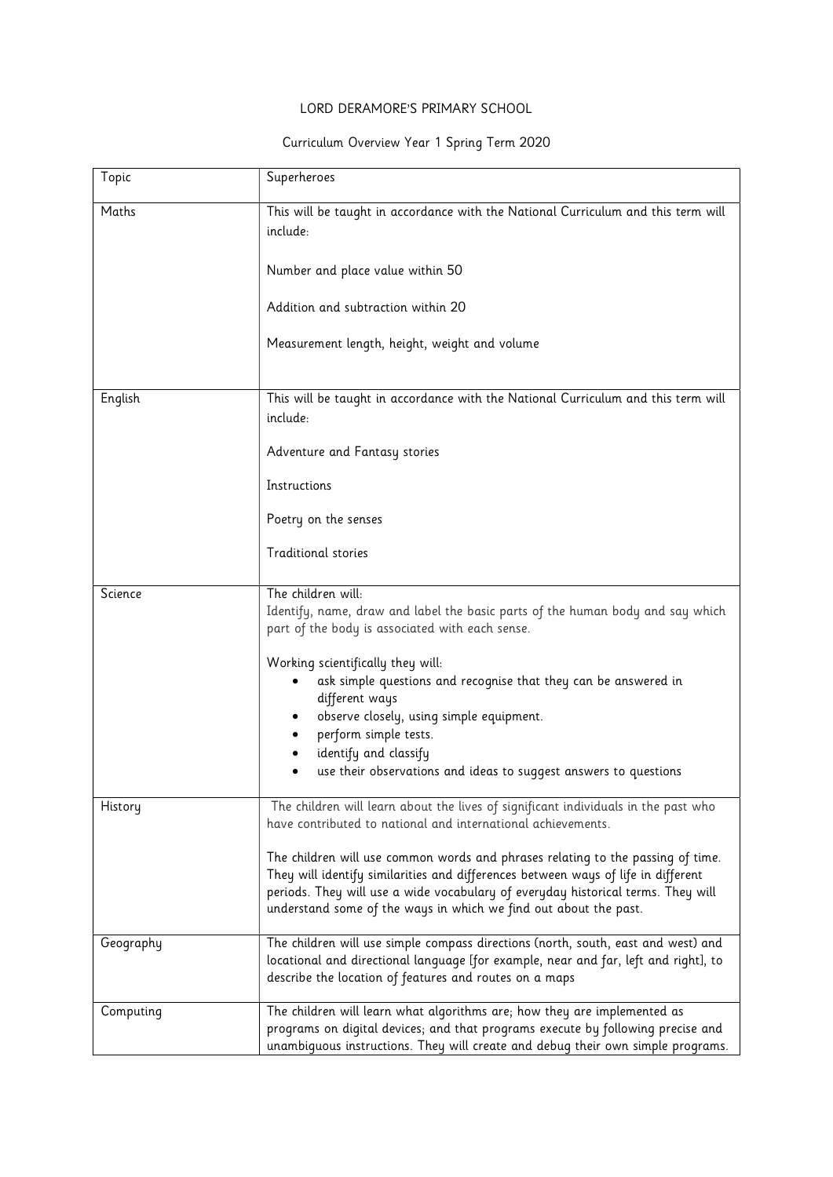# LORD DERAMORE'S PRIMARY SCHOOL

## Curriculum Overview Year 1 Spring Term 2020

| Topic | Superheroes |
| --- | --- |
| Maths | This will be taught in accordance with the National Curriculum and this term will include:<br><br>Number and place value within 50<br><br>Addition and subtraction within 20<br><br>Measurement length, height, weight and volume |
| English | This will be taught in accordance with the National Curriculum and this term will include:<br><br>Adventure and Fantasy stories<br><br>Instructions<br><br>Poetry on the senses<br><br>Traditional stories |
| Science | The children will:<br>Identify, name, draw and label the basic parts of the human body and say which part of the body is associated with each sense.<br><br>Working scientifically they will:<br>• ask simple questions and recognise that they can be answered in different ways<br>• observe closely, using simple equipment.<br>• perform simple tests.<br>• identify and classify<br>• use their observations and ideas to suggest answers to questions |
| History | The children will learn about the lives of significant individuals in the past who have contributed to national and international achievements.<br><br>The children will use common words and phrases relating to the passing of time. They will identify similarities and differences between ways of life in different periods. They will use a wide vocabulary of everyday historical terms. They will understand some of the ways in which we find out about the past. |
| Geography | The children will use simple compass directions (north, south, east and west) and locational and directional language [for example, near and far, left and right], to describe the location of features and routes on a maps |
| Computing | The children will learn what algorithms are; how they are implemented as programs on digital devices; and that programs execute by following precise and unambiguous instructions. They will create and debug their own simple programs. |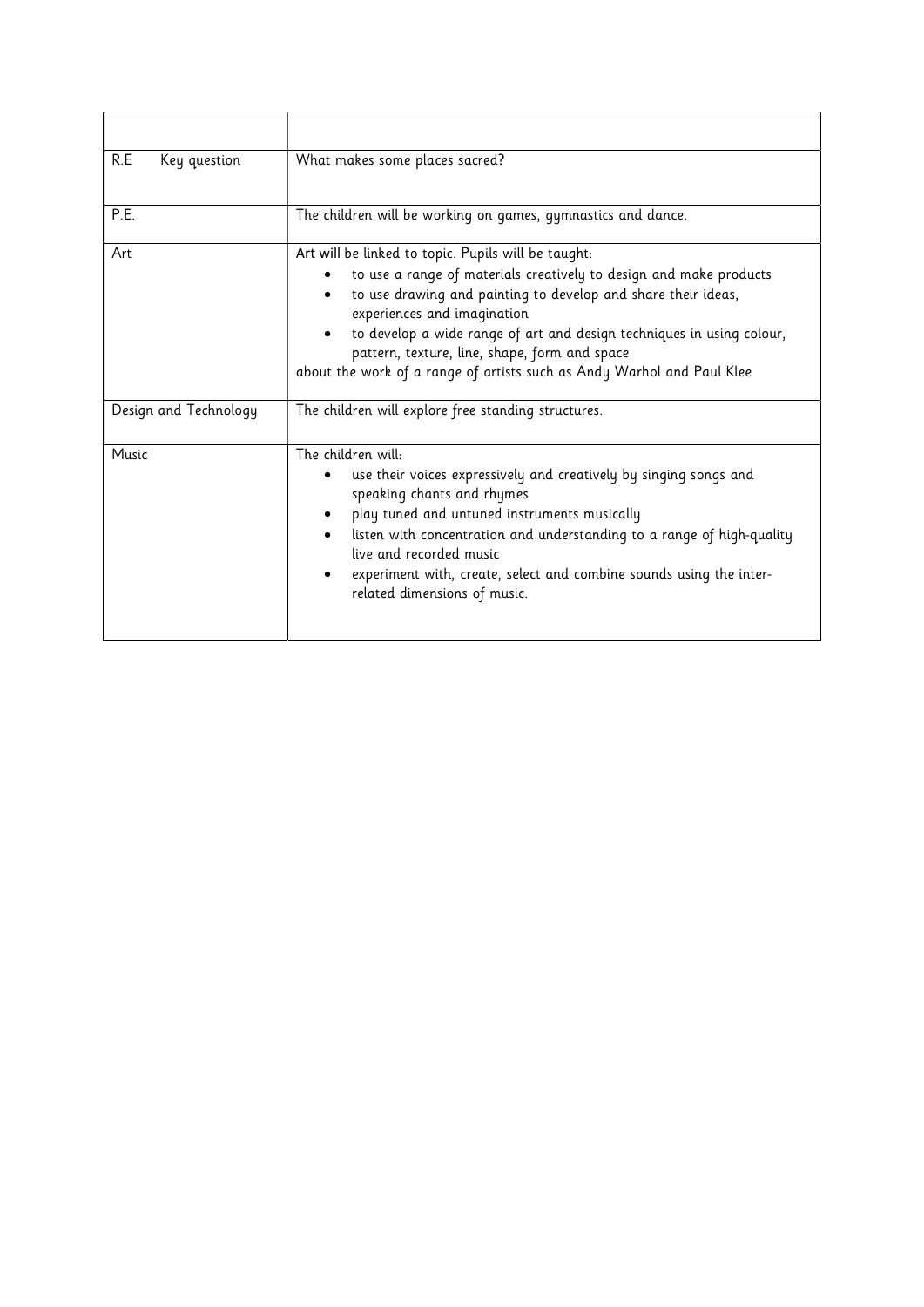| | |
|---|---|
| R.E Key question | What makes some places sacred? |
| P.E. | The children will be working on games, gymnastics and dance. |
| Art | Art will be linked to topic. Pupils will be taught:<br>• to use a range of materials creatively to design and make products<br>• to use drawing and painting to develop and share their ideas, experiences and imagination<br>• to develop a wide range of art and design techniques in using colour, pattern, texture, line, shape, form and space<br>about the work of a range of artists such as Andy Warhol and Paul Klee |
| Design and Technology | The children will explore free standing structures. |
| Music | The children will:<br>• use their voices expressively and creatively by singing songs and speaking chants and rhymes<br>• play tuned and untuned instruments musically<br>• listen with concentration and understanding to a range of high-quality live and recorded music<br>• experiment with, create, select and combine sounds using the inter-related dimensions of music. |